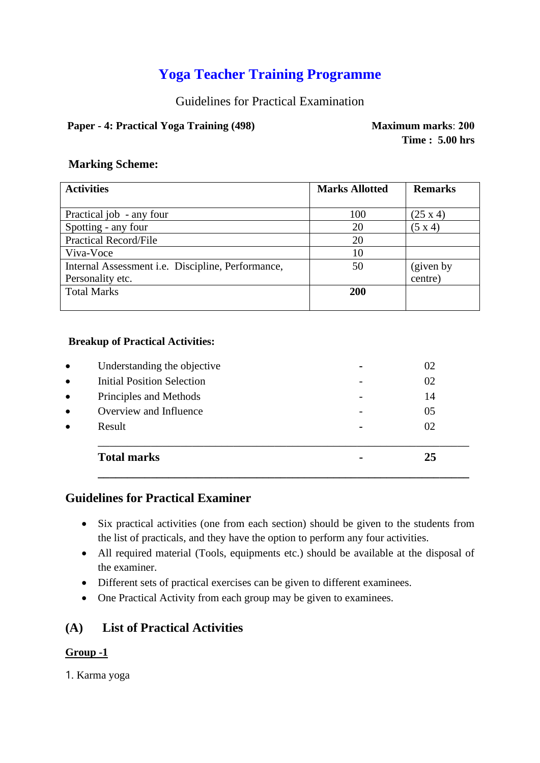# Yoga Teacher Training Programme

Guidelines for Practical Examination

**Paper - 4: Practical Yoga Training (498)**

**Maximum marks**: **200**
**Time : 5.00 hrs**

### Marking Scheme:

| Activities | Marks Allotted | Remarks |
|---|---|---|
| Practical job - any four | 100 | (25 x 4) |
| Spotting - any four | 20 | (5 x 4) |
| Practical Record/File | 20 | |
| Viva-Voce | 10 | |
| Internal Assessment i.e. Discipline, Performance, Personality etc. | 50 | (given by centre) |
| Total Marks | **200** | |

**Breakup of Practical Activities:**

- Understanding the objective - 02
- Initial Position Selection - 02
- Principles and Methods - 14
- Overview and Influence - 05
- Result - 02

**Total marks - 25**

## Guidelines for Practical Examiner

- Six practical activities (one from each section) should be given to the students from the list of practicals, and they have the option to perform any four activities.
- All required material (Tools, equipments etc.) should be available at the disposal of the examiner.
- Different sets of practical exercises can be given to different examinees.
- One Practical Activity from each group may be given to examinees.

## (A) List of Practical Activities

**Group -1**

1. Karma yoga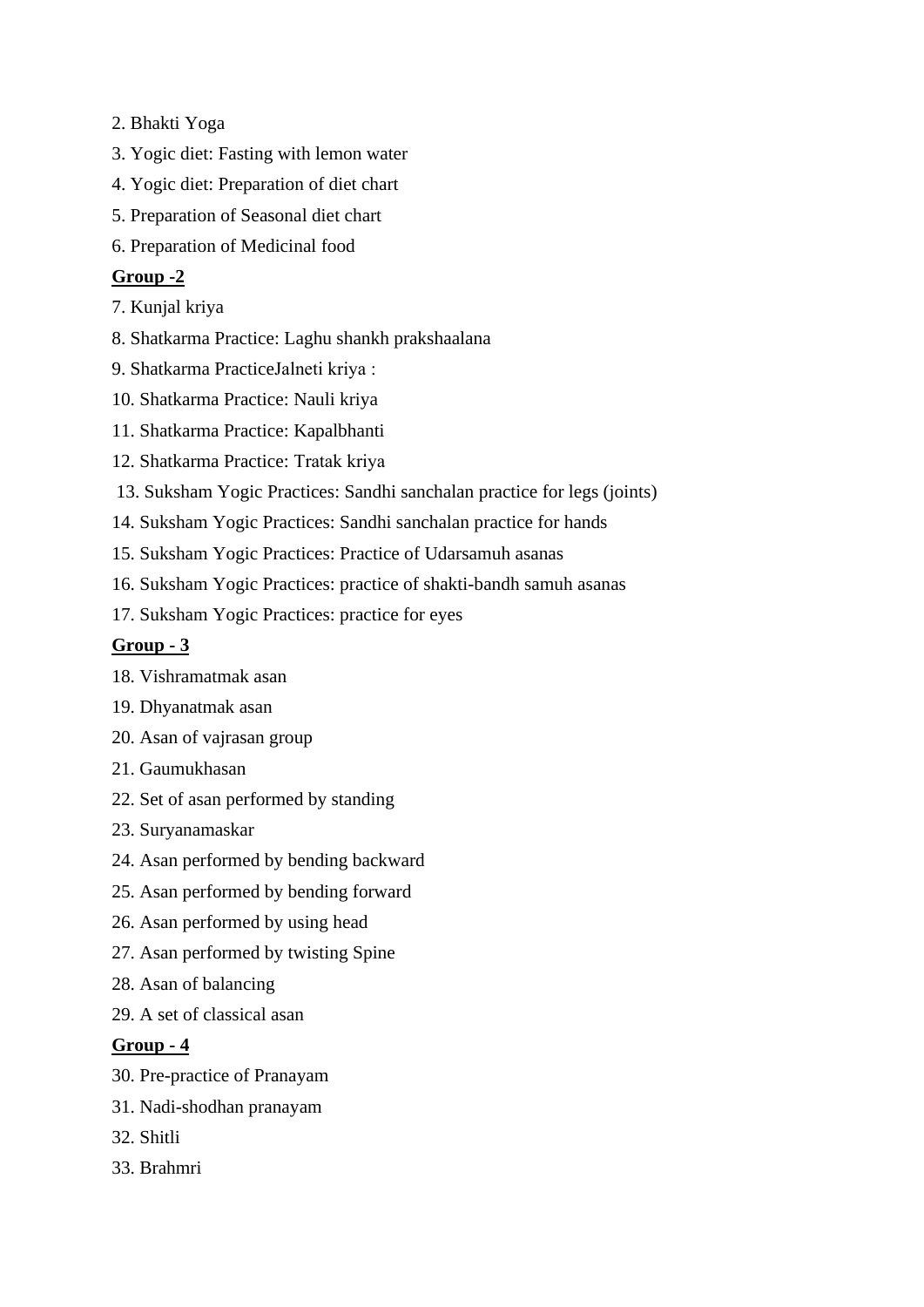2. Bhakti Yoga

3. Yogic diet: Fasting with lemon water

4. Yogic diet: Preparation of diet chart

5. Preparation of Seasonal diet chart

6. Preparation of Medicinal food

**<u>Group -2</u>**

7. Kunjal kriya

8. Shatkarma Practice: Laghu shankh prakshaalana

9. Shatkarma PracticeJalneti kriya :

10. Shatkarma Practice: Nauli kriya

11. Shatkarma Practice: Kapalbhanti

12. Shatkarma Practice: Tratak kriya

13. Suksham Yogic Practices: Sandhi sanchalan practice for legs (joints)

14. Suksham Yogic Practices: Sandhi sanchalan practice for hands

15. Suksham Yogic Practices: Practice of Udarsamuh asanas

16. Suksham Yogic Practices: practice of shakti-bandh samuh asanas

17. Suksham Yogic Practices: practice for eyes

**<u>Group - 3</u>**

18. Vishramatmak asan

19. Dhyanatmak asan

20. Asan of vajrasan group

21. Gaumukhasan

22. Set of asan performed by standing

23. Suryanamaskar

24. Asan performed by bending backward

25. Asan performed by bending forward

26. Asan performed by using head

27. Asan performed by twisting Spine

28. Asan of balancing

29. A set of classical asan

**<u>Group - 4</u>**

30. Pre-practice of Pranayam

31. Nadi-shodhan pranayam

32. Shitli

33. Brahmri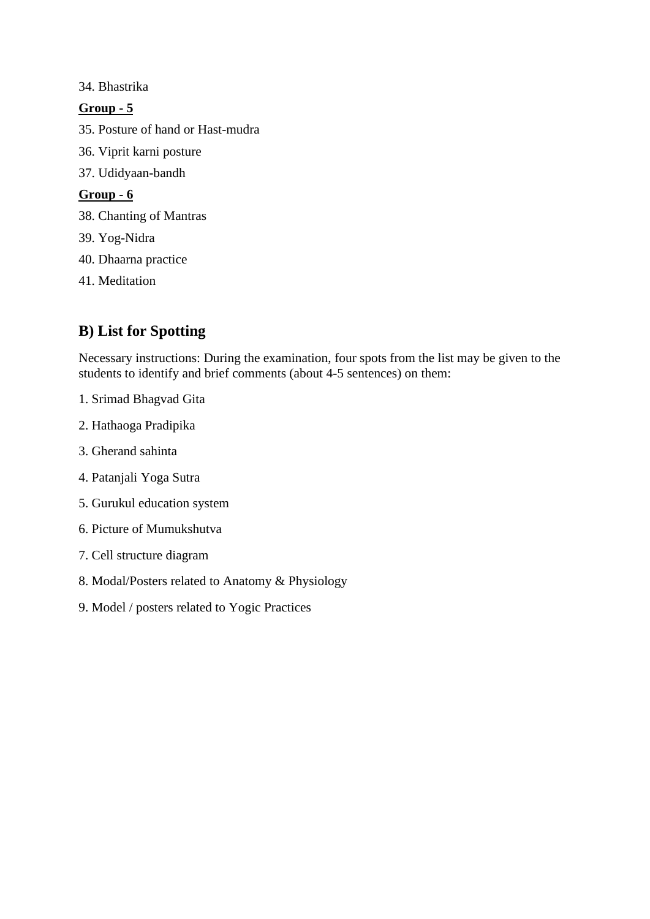34. Bhastrika

**Group - 5**

35. Posture of hand or Hast-mudra

36. Viprit karni posture

37. Udidyaan-bandh

**Group - 6**

38. Chanting of Mantras

39. Yog-Nidra

40. Dhaarna practice

41. Meditation

## B) List for Spotting

Necessary instructions: During the examination, four spots from the list may be given to the students to identify and brief comments (about 4-5 sentences) on them:

1. Srimad Bhagvad Gita

2. Hathaoga Pradipika

3. Gherand sahinta

4. Patanjali Yoga Sutra

5. Gurukul education system

6. Picture of Mumukshutva

7. Cell structure diagram

8. Modal/Posters related to Anatomy & Physiology

9. Model / posters related to Yogic Practices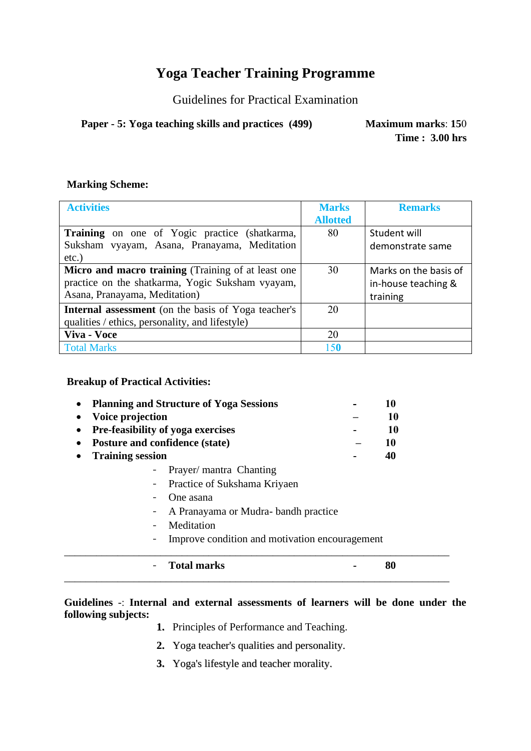# Yoga Teacher Training Programme

Guidelines for Practical Examination

**Paper - 5: Yoga teaching skills and practices (499)** **Maximum marks**: 150
**Time : 3.00 hrs**

**Marking Scheme:**

| Activities | Marks Allotted | Remarks |
|---|---|---|
| **Training** on one of Yogic practice (shatkarma, Suksham vyayam, Asana, Pranayama, Meditation etc.) | 80 | Student will demonstrate same |
| **Micro and macro training** (Training of at least one practice on the shatkarma, Yogic Suksham vyayam, Asana, Pranayama, Meditation) | 30 | Marks on the basis of in-house teaching & training |
| **Internal assessment** (on the basis of Yoga teacher's qualities / ethics, personality, and lifestyle) | 20 | |
| **Viva - Voce** | 20 | |
| Total Marks | 150 | |

**Breakup of Practical Activities:**

- **Planning and Structure of Yoga Sessions** - **10**
- **Voice projection** – **10**
- **Pre-feasibility of yoga exercises** - **10**
- **Posture and confidence (state)** – **10**
- **Training session** - **40**
  - Prayer/ mantra Chanting
  - Practice of Sukshama Kriyaen
  - One asana
  - A Pranayama or Mudra- bandh practice
  - Meditation
  - Improve condition and motivation encouragement

---

- **Total marks** - **80**

---

**Guidelines** -: **Internal and external assessments of learners will be done under the following subjects:**

1. Principles of Performance and Teaching.
2. Yoga teacher's qualities and personality.
3. Yoga's lifestyle and teacher morality.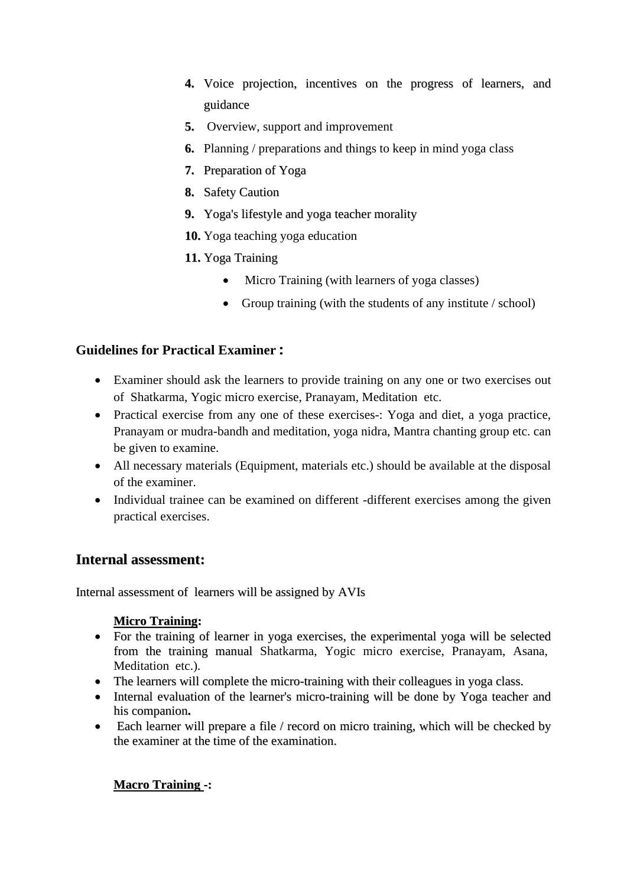4. Voice projection, incentives on the progress of learners, and guidance
5. Overview, support and improvement
6. Planning / preparations and things to keep in mind yoga class
7. Preparation of Yoga
8. Safety Caution
9. Yoga's lifestyle and yoga teacher morality
10. Yoga teaching yoga education
11. Yoga Training
    - Micro Training (with learners of yoga classes)
    - Group training (with the students of any institute / school)

### Guidelines for Practical Examiner :

- Examiner should ask the learners to provide training on any one or two exercises out of Shatkarma, Yogic micro exercise, Pranayam, Meditation etc.
- Practical exercise from any one of these exercises-: Yoga and diet, a yoga practice, Pranayam or mudra-bandh and meditation, yoga nidra, Mantra chanting group etc. can be given to examine.
- All necessary materials (Equipment, materials etc.) should be available at the disposal of the examiner.
- Individual trainee can be examined on different -different exercises among the given practical exercises.

## Internal assessment:

Internal assessment of learners will be assigned by AVIs

**Micro Training:**

- For the training of learner in yoga exercises, the experimental yoga will be selected from the training manual Shatkarma, Yogic micro exercise, Pranayam, Asana, Meditation etc.).
- The learners will complete the micro-training with their colleagues in yoga class.
- Internal evaluation of the learner's micro-training will be done by Yoga teacher and his companion**.**
- Each learner will prepare a file / record on micro training, which will be checked by the examiner at the time of the examination.

**Macro Training -:**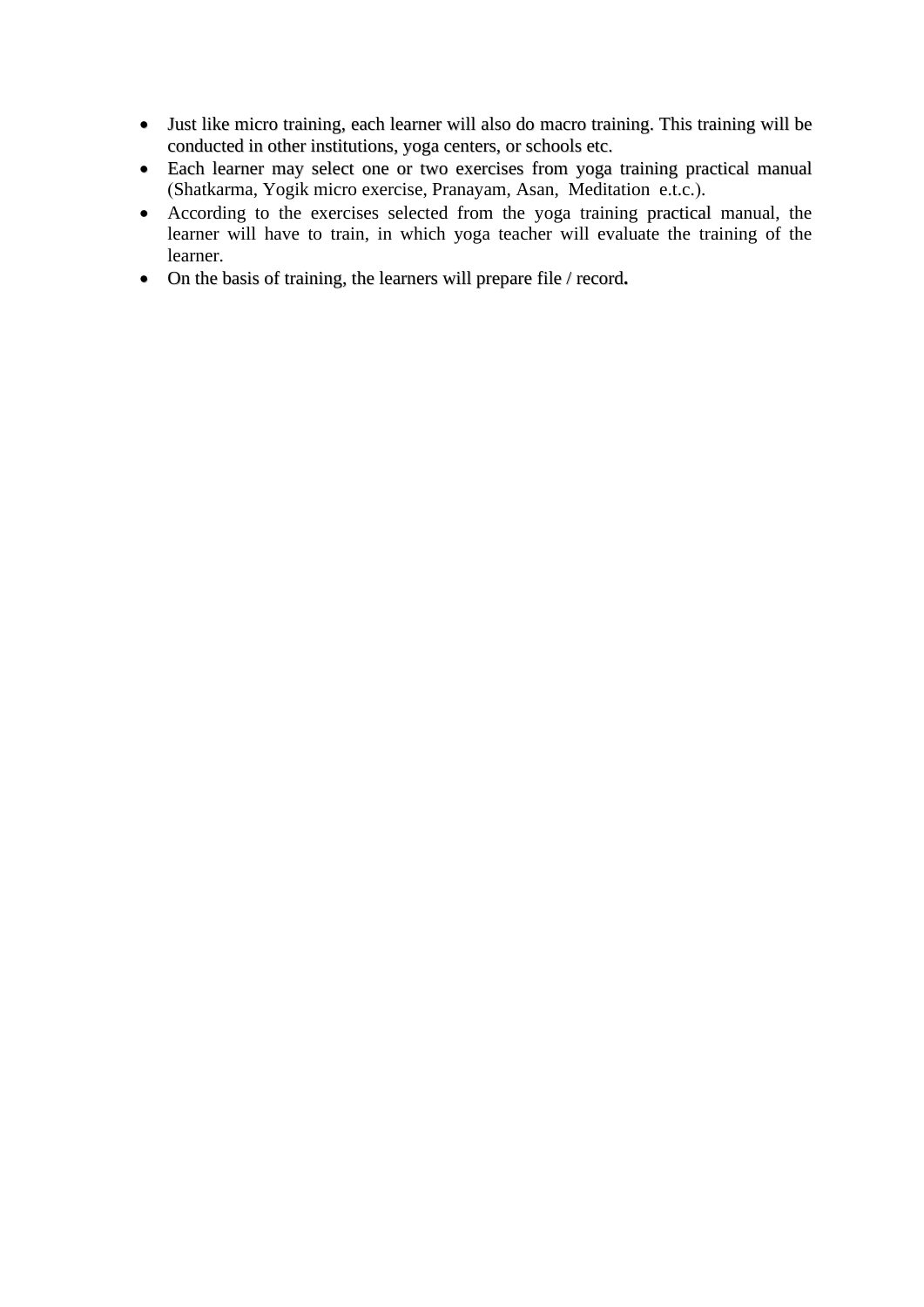- Just like micro training, each learner will also do macro training. This training will be conducted in other institutions, yoga centers, or schools etc.
- Each learner may select one or two exercises from yoga training practical manual (Shatkarma, Yogik micro exercise, Pranayam, Asan, Meditation e.t.c.).
- According to the exercises selected from the yoga training practical manual, the learner will have to train, in which yoga teacher will evaluate the training of the learner.
- On the basis of training, the learners will prepare file / record**.**